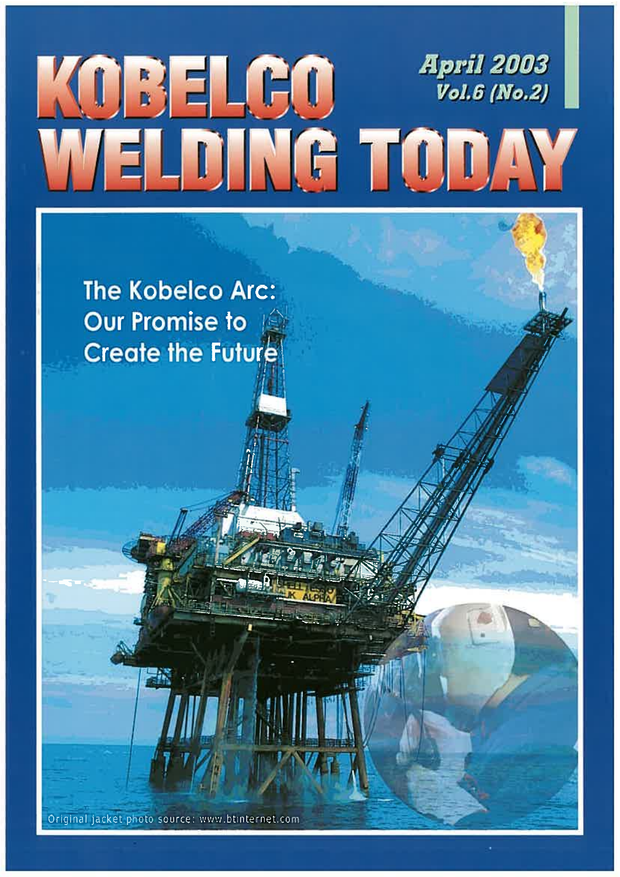# KOBELCO WELDING TODAY

**April 2003**
**Vol.6 (No.2)**

The Kobelco Arc: Our Promise to Create the Future

Original jacket photo source: www.btinternet.com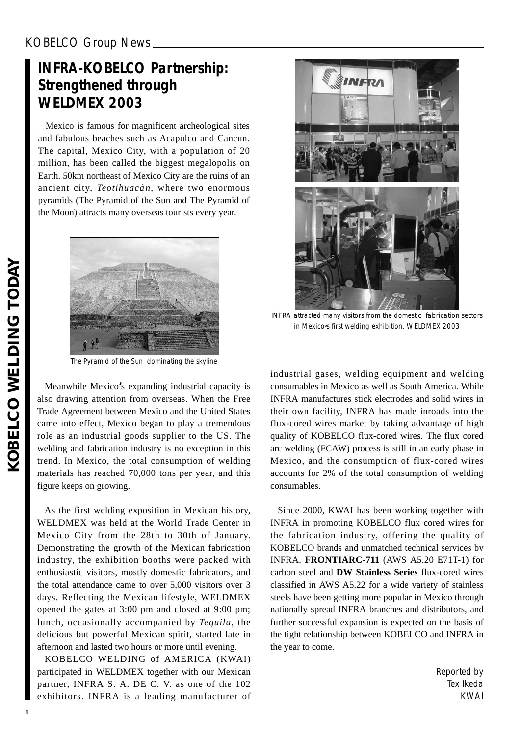KOBELCO Group News

# INFRA-KOBELCO Partnership: Strengthened through WELDMEX 2003

Mexico is famous for magnificent archeological sites and fabulous beaches such as Acapulco and Cancun. The capital, Mexico City, with a population of 20 million, has been called the biggest megalopolis on Earth. 50km northeast of Mexico City are the ruins of an ancient city, *Teotihuacán*, where two enormous pyramids (The Pyramid of the Sun and The Pyramid of the Moon) attracts many overseas tourists every year.

The Pyramid of the Sun dominating the skyline

Meanwhile Mexico's expanding industrial capacity is also drawing attention from overseas. When the Free Trade Agreement between Mexico and the United States came into effect, Mexico began to play a tremendous role as an industrial goods supplier to the US. The welding and fabrication industry is no exception in this trend. In Mexico, the total consumption of welding materials has reached 70,000 tons per year, and this figure keeps on growing.

As the first welding exposition in Mexican history, WELDMEX was held at the World Trade Center in Mexico City from the 28th to 30th of January. Demonstrating the growth of the Mexican fabrication industry, the exhibition booths were packed with enthusiastic visitors, mostly domestic fabricators, and the total attendance came to over 5,000 visitors over 3 days. Reflecting the Mexican lifestyle, WELDMEX opened the gates at 3:00 pm and closed at 9:00 pm; lunch, occasionally accompanied by *Tequila*, the delicious but powerful Mexican spirit, started late in afternoon and lasted two hours or more until evening.

KOBELCO WELDING of AMERICA (KWAI) participated in WELDMEX together with our Mexican partner, INFRA S. A. DE C. V. as one of the 102 exhibitors. INFRA is a leading manufacturer of industrial gases, welding equipment and welding consumables in Mexico as well as South America. While INFRA manufactures stick electrodes and solid wires in their own facility, INFRA has made inroads into the flux-cored wires market by taking advantage of high quality of KOBELCO flux-cored wires. The flux cored arc welding (FCAW) process is still in an early phase in Mexico, and the consumption of flux-cored wires accounts for 2% of the total consumption of welding consumables.

INFRA attracted many visitors from the domestic fabrication sectors in Mexico's first welding exhibition, WELDMEX 2003

Since 2000, KWAI has been working together with INFRA in promoting KOBELCO flux cored wires for the fabrication industry, offering the quality of KOBELCO brands and unmatched technical services by INFRA. **FRONTIARC-711** (AWS A5.20 E71T-1) for carbon steel and **DW Stainless Series** flux-cored wires classified in AWS A5.22 for a wide variety of stainless steels have been getting more popular in Mexico through nationally spread INFRA branches and distributors, and further successful expansion is expected on the basis of the tight relationship between KOBELCO and INFRA in the year to come.

Reported by
Tex Ikeda
KWAI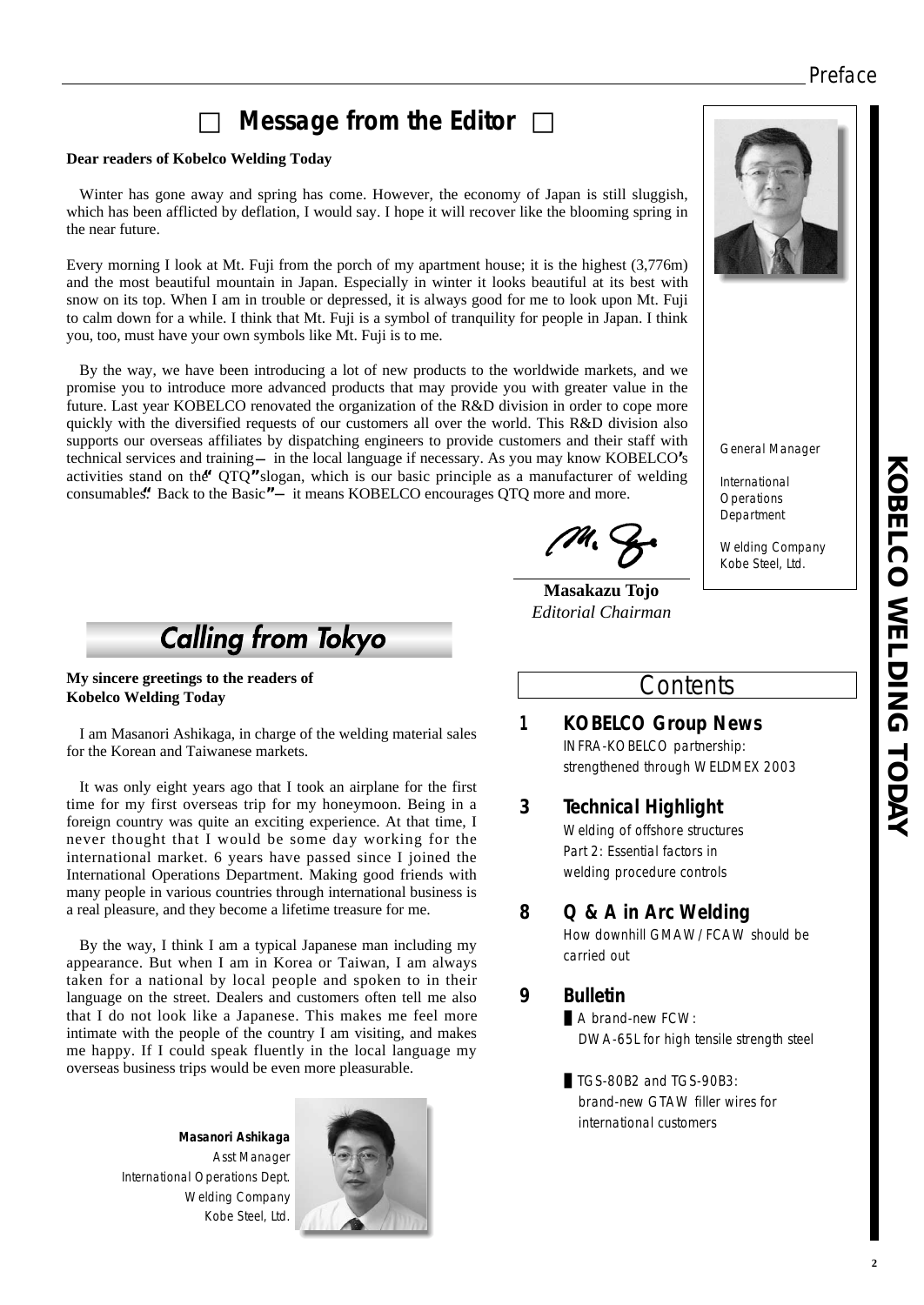# Message from the Editor

**Dear readers of Kobelco Welding Today**

Winter has gone away and spring has come. However, the economy of Japan is still sluggish, which has been afflicted by deflation, I would say. I hope it will recover like the blooming spring in the near future.

Every morning I look at Mt. Fuji from the porch of my apartment house; it is the highest (3,776m) and the most beautiful mountain in Japan. Especially in winter it looks beautiful at its best with snow on its top. When I am in trouble or depressed, it is always good for me to look upon Mt. Fuji to calm down for a while. I think that Mt. Fuji is a symbol of tranquility for people in Japan. I think you, too, must have your own symbols like Mt. Fuji is to me.

By the way, we have been introducing a lot of new products to the worldwide markets, and we promise you to introduce more advanced products that may provide you with greater value in the future. Last year KOBELCO renovated the organization of the R&D division in order to cope more quickly with the diversified requests of our customers all over the world. This R&D division also supports our overseas affiliates by dispatching engineers to provide customers and their staff with technical services and training — in the local language if necessary. As you may know KOBELCO's activities stand on the "QTQ" slogan, which is our basic principle as a manufacturer of welding consumables: "Back to the Basic" — it means KOBELCO encourages QTQ more and more.

**Masakazu Tojo**
*Editorial Chairman*

General Manager
International Operations Department
Welding Company
Kobe Steel, Ltd.

## Calling from Tokyo

**My sincere greetings to the readers of Kobelco Welding Today**

I am Masanori Ashikaga, in charge of the welding material sales for the Korean and Taiwanese markets.

It was only eight years ago that I took an airplane for the first time for my first overseas trip for my honeymoon. Being in a foreign country was quite an exciting experience. At that time, I never thought that I would be some day working for the international market. 6 years have passed since I joined the International Operations Department. Making good friends with many people in various countries through international business is a real pleasure, and they become a lifetime treasure for me.

By the way, I think I am a typical Japanese man including my appearance. But when I am in Korea or Taiwan, I am always taken for a national by local people and spoken to in their language on the street. Dealers and customers often tell me also that I do not look like a Japanese. This makes me feel more intimate with the people of the country I am visiting, and makes me happy. If I could speak fluently in the local language my overseas business trips would be even more pleasurable.

**Masanori Ashikaga**
Asst Manager
International Operations Dept.
Welding Company
Kobe Steel, Ltd.

## Contents

**1 KOBELCO Group News**
INFRA-KOBELCO partnership: strengthened through WELDMEX 2003

**3 Technical Highlight**
Welding of offshore structures
Part 2: Essential factors in welding procedure controls

**8 Q & A in Arc Welding**
How downhill GMAW/FCAW should be carried out

**9 Bulletin**
- A brand-new FCW: DWA-65L for high tensile strength steel
- TGS-80B2 and TGS-90B3: brand-new GTAW filler wires for international customers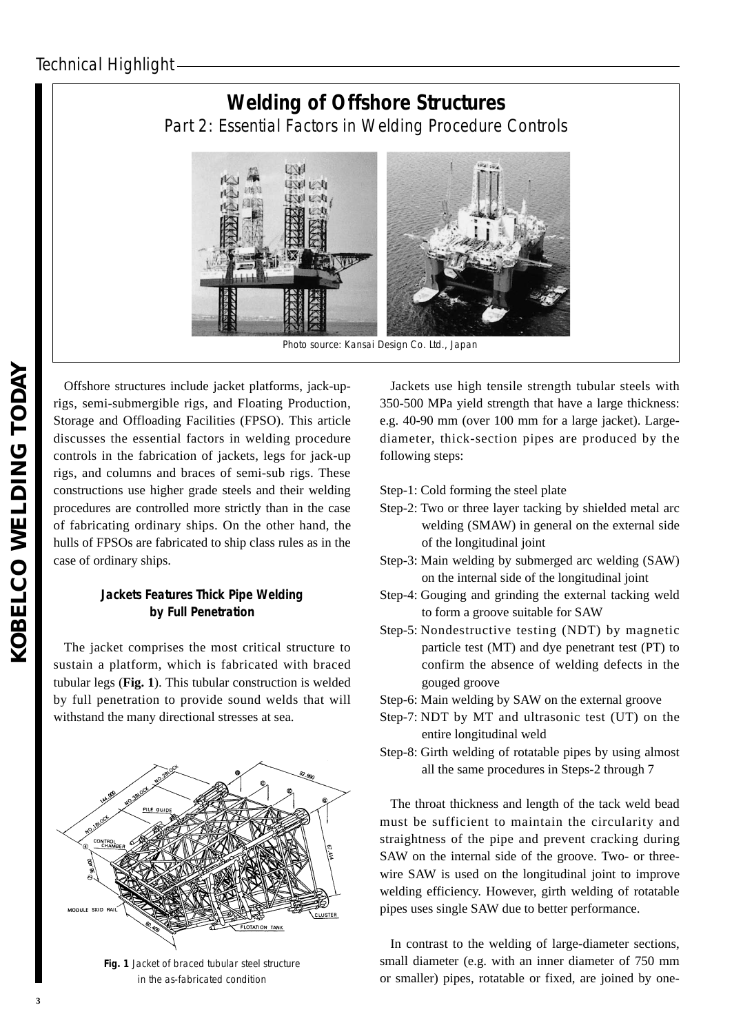# Welding of Offshore Structures

## Part 2: Essential Factors in Welding Procedure Controls

Photo source: Kansai Design Co. Ltd., Japan

Offshore structures include jacket platforms, jack-up-rigs, semi-submergible rigs, and Floating Production, Storage and Offloading Facilities (FPSO). This article discusses the essential factors in welding procedure controls in the fabrication of jackets, legs for jack-up rigs, and columns and braces of semi-sub rigs. These constructions use higher grade steels and their welding procedures are controlled more strictly than in the case of fabricating ordinary ships. On the other hand, the hulls of FPSOs are fabricated to ship class rules as in the case of ordinary ships.

### Jackets Features Thick Pipe Welding by Full Penetration

The jacket comprises the most critical structure to sustain a platform, which is fabricated with braced tubular legs (**Fig. 1**). This tubular construction is welded by full penetration to provide sound welds that will withstand the many directional stresses at sea.

**Fig. 1** Jacket of braced tubular steel structure in the as-fabricated condition

Jackets use high tensile strength tubular steels with 350-500 MPa yield strength that have a large thickness: e.g. 40-90 mm (over 100 mm for a large jacket). Large-diameter, thick-section pipes are produced by the following steps:

- Step-1: Cold forming the steel plate
- Step-2: Two or three layer tacking by shielded metal arc welding (SMAW) in general on the external side of the longitudinal joint
- Step-3: Main welding by submerged arc welding (SAW) on the internal side of the longitudinal joint
- Step-4: Gouging and grinding the external tacking weld to form a groove suitable for SAW
- Step-5: Nondestructive testing (NDT) by magnetic particle test (MT) and dye penetrant test (PT) to confirm the absence of welding defects in the gouged groove
- Step-6: Main welding by SAW on the external groove
- Step-7: NDT by MT and ultrasonic test (UT) on the entire longitudinal weld
- Step-8: Girth welding of rotatable pipes by using almost all the same procedures in Steps-2 through 7

The throat thickness and length of the tack weld bead must be sufficient to maintain the circularity and straightness of the pipe and prevent cracking during SAW on the internal side of the groove. Two- or three-wire SAW is used on the longitudinal joint to improve welding efficiency. However, girth welding of rotatable pipes uses single SAW due to better performance.

In contrast to the welding of large-diameter sections, small diameter (e.g. with an inner diameter of 750 mm or smaller) pipes, rotatable or fixed, are joined by one-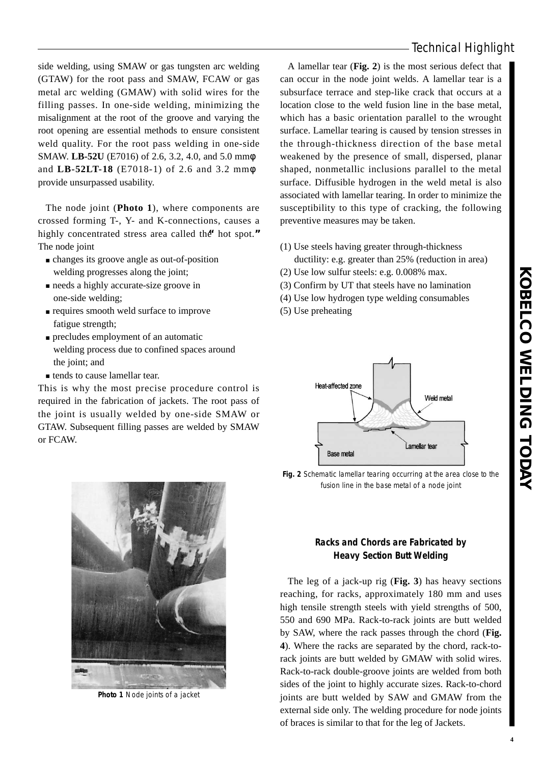side welding, using SMAW or gas tungsten arc welding (GTAW) for the root pass and SMAW, FCAW or gas metal arc welding (GMAW) with solid wires for the filling passes. In one-side welding, minimizing the misalignment at the root of the groove and varying the root opening are essential methods to ensure consistent weld quality. For the root pass welding in one-side SMAW. **LB-52U** (E7016) of 2.6, 3.2, 4.0, and 5.0 mmφ and **LB-52LT-18** (E7018-1) of 2.6 and 3.2 mmφ provide unsurpassed usability.

The node joint (**Photo 1**), where components are crossed forming T-, Y- and K-connections, causes a highly concentrated stress area called the "hot spot." The node joint

- changes its groove angle as out-of-position welding progresses along the joint;
- needs a highly accurate-size groove in one-side welding;
- requires smooth weld surface to improve fatigue strength;
- precludes employment of an automatic welding process due to confined spaces around the joint; and
- tends to cause lamellar tear.

This is why the most precise procedure control is required in the fabrication of jackets. The root pass of the joint is usually welded by one-side SMAW or GTAW. Subsequent filling passes are welded by SMAW or FCAW.

**Photo 1** Node joints of a jacket

A lamellar tear (**Fig. 2**) is the most serious defect that can occur in the node joint welds. A lamellar tear is a subsurface terrace and step-like crack that occurs at a location close to the weld fusion line in the base metal, which has a basic orientation parallel to the wrought surface. Lamellar tearing is caused by tension stresses in the through-thickness direction of the base metal weakened by the presence of small, dispersed, planar shaped, nonmetallic inclusions parallel to the metal surface. Diffusible hydrogen in the weld metal is also associated with lamellar tearing. In order to minimize the susceptibility to this type of cracking, the following preventive measures may be taken.

(1) Use steels having greater through-thickness ductility: e.g. greater than 25% (reduction in area)
(2) Use low sulfur steels: e.g. 0.008% max.
(3) Confirm by UT that steels have no lamination
(4) Use low hydrogen type welding consumables
(5) Use preheating

**Fig. 2** Schematic lamellar tearing occurring at the area close to the fusion line in the base metal of a node joint

## Racks and Chords are Fabricated by Heavy Section Butt Welding

The leg of a jack-up rig (**Fig. 3**) has heavy sections reaching, for racks, approximately 180 mm and uses high tensile strength steels with yield strengths of 500, 550 and 690 MPa. Rack-to-rack joints are butt welded by SAW, where the rack passes through the chord (**Fig. 4**). Where the racks are separated by the chord, rack-to-rack joints are butt welded by GMAW with solid wires. Rack-to-rack double-groove joints are welded from both sides of the joint to highly accurate sizes. Rack-to-chord joints are butt welded by SAW and GMAW from the external side only. The welding procedure for node joints of braces is similar to that for the leg of Jackets.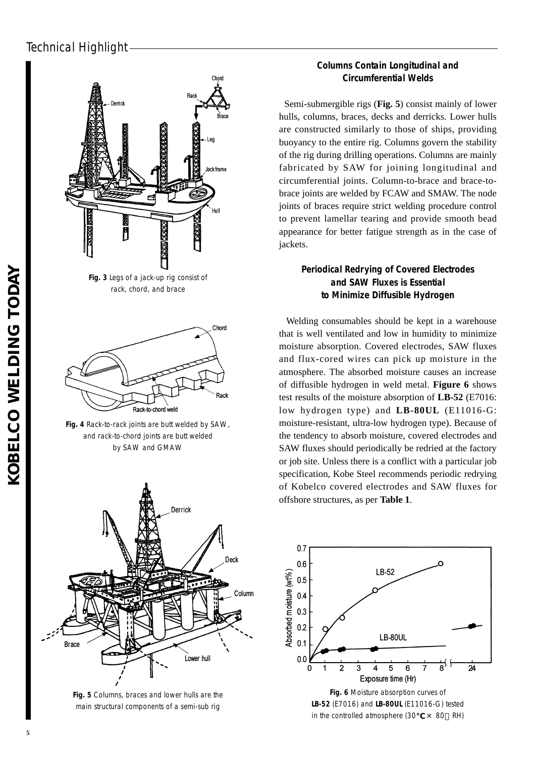Fig. 3 Legs of a jack-up rig consist of rack, chord, and brace

Fig. 4 Rack-to-rack joints are butt welded by SAW, and rack-to-chord joints are butt welded by SAW and GMAW

Fig. 5 Columns, braces and lower hulls are the main structural components of a semi-sub rig

### Columns Contain Longitudinal and Circumferential Welds

Semi-submergible rigs (**Fig. 5**) consist mainly of lower hulls, columns, braces, decks and derricks. Lower hulls are constructed similarly to those of ships, providing buoyancy to the entire rig. Columns govern the stability of the rig during drilling operations. Columns are mainly fabricated by SAW for joining longitudinal and circumferential joints. Column-to-brace and brace-to-brace joints are welded by FCAW and SMAW. The node joints of braces require strict welding procedure control to prevent lamellar tearing and provide smooth bead appearance for better fatigue strength as in the case of jackets.

### Periodical Redrying of Covered Electrodes and SAW Fluxes is Essential to Minimize Diffusible Hydrogen

Welding consumables should be kept in a warehouse that is well ventilated and low in humidity to minimize moisture absorption. Covered electrodes, SAW fluxes and flux-cored wires can pick up moisture in the atmosphere. The absorbed moisture causes an increase of diffusible hydrogen in weld metal. **Figure 6** shows test results of the moisture absorption of **LB-52** (E7016: low hydrogen type) and **LB-80UL** (E11016-G: moisture-resistant, ultra-low hydrogen type). Because of the tendency to absorb moisture, covered electrodes and SAW fluxes should periodically be redried at the factory or job site. Unless there is a conflict with a particular job specification, Kobe Steel recommends periodic redrying of Kobelco covered electrodes and SAW fluxes for offshore structures, as per **Table 1**.

Fig. 6 Moisture absorption curves of **LB-52** (E7016) and **LB-80UL** (E11016-G) tested in the controlled atmosphere (30°C × 80% RH)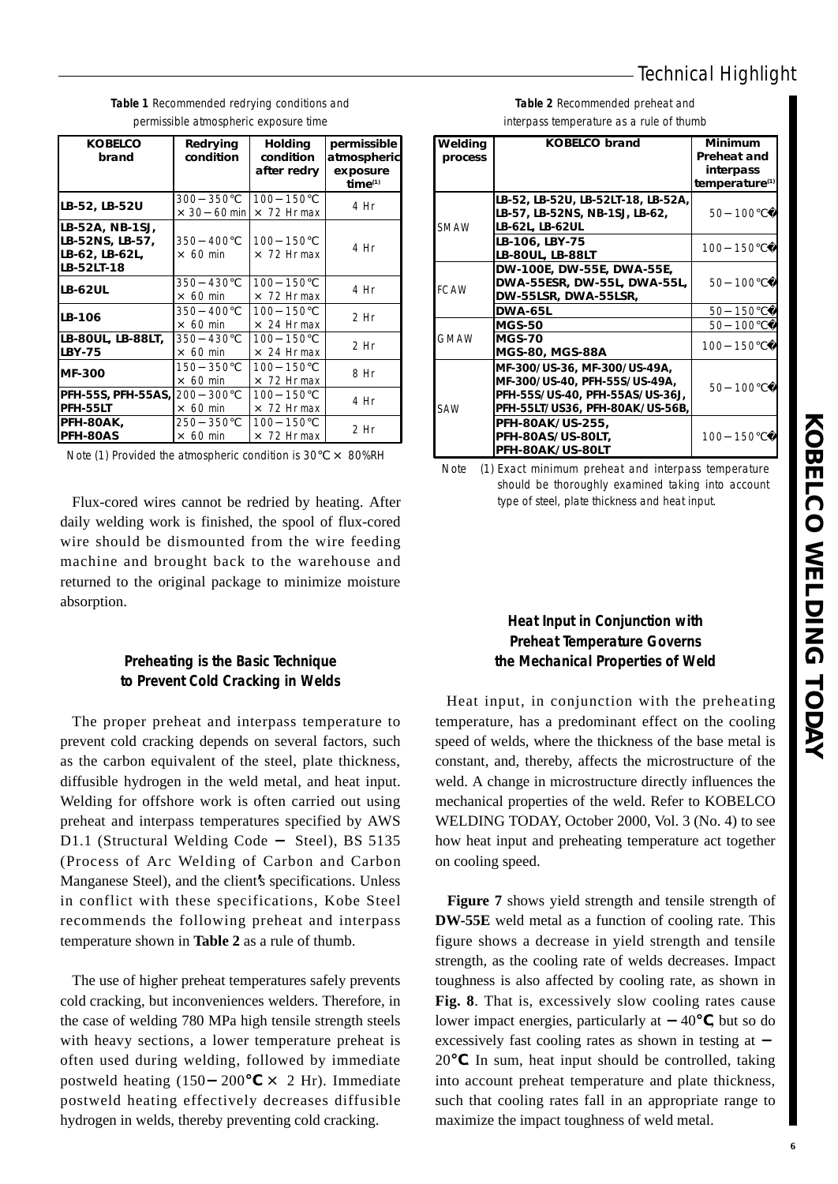**Table 1** Recommended redrying conditions and permissible atmospheric exposure time

| KOBELCO brand | Redrying condition | Holding condition after redry | permissible atmospheric exposure time(1) |
|---|---|---|---|
| LB-52, LB-52U | 300−350℃ × 30−60 min | 100−150℃ × 72 Hr max | 4 Hr |
| LB-52A, NB-1SJ, LB-52NS, LB-57, LB-62, LB-62L, LB-52LT-18 | 350−400℃ × 60 min | 100−150℃ × 72 Hr max | 4 Hr |
| LB-62UL | 350−430℃ × 60 min | 100−150℃ × 72 Hr max | 4 Hr |
| LB-106 | 350−400℃ × 60 min | 100−150℃ × 24 Hr max | 2 Hr |
| LB-80UL, LB-88LT, LBY-75 | 350−430℃ × 60 min | 100−150℃ × 24 Hr max | 2 Hr |
| MF-300 | 150−350℃ × 60 min | 100−150℃ × 72 Hr max | 8 Hr |
| PFH-55S, PFH-55AS, PFH-55LT | 200−300℃ × 60 min | 100−150℃ × 72 Hr max | 4 Hr |
| PFH-80AK, PFH-80AS | 250−350℃ × 60 min | 100−150℃ × 72 Hr max | 2 Hr |

Note (1) Provided the atmospheric condition is 30℃ × 80%RH

Flux-cored wires cannot be redried by heating. After daily welding work is finished, the spool of flux-cored wire should be dismounted from the wire feeding machine and brought back to the warehouse and returned to the original package to minimize moisture absorption.

### Preheating is the Basic Technique to Prevent Cold Cracking in Welds

The proper preheat and interpass temperature to prevent cold cracking depends on several factors, such as the carbon equivalent of the steel, plate thickness, diffusible hydrogen in the weld metal, and heat input. Welding for offshore work is often carried out using preheat and interpass temperatures specified by AWS D1.1 (Structural Welding Code − Steel), BS 5135 (Process of Arc Welding of Carbon and Carbon Manganese Steel), and the client's specifications. Unless in conflict with these specifications, Kobe Steel recommends the following preheat and interpass temperature shown in **Table 2** as a rule of thumb.

The use of higher preheat temperatures safely prevents cold cracking, but inconveniences welders. Therefore, in the case of welding 780 MPa high tensile strength steels with heavy sections, a lower temperature preheat is often used during welding, followed by immediate postweld heating (150−200℃ × 2 Hr). Immediate postweld heating effectively decreases diffusible hydrogen in welds, thereby preventing cold cracking.

**Table 2** Recommended preheat and interpass temperature as a rule of thumb

| Welding process | KOBELCO brand | Minimum Preheat and interpass temperature(1) |
|---|---|---|
| SMAW | LB-52, LB-52U, LB-52LT-18, LB-52A, LB-57, LB-52NS, NB-1SJ, LB-62, LB-62L, LB-62UL | 50−100℃ |
| | LB-106, LBY-75 LB-80UL, LB-88LT | 100−150℃ |
| FCAW | DW-100E, DW-55E, DWA-55E, DWA-55ESR, DW-55L, DWA-55L, DW-55LSR, DWA-55LSR, | 50−100℃ |
| | DWA-65L | 50−150℃ |
| GMAW | MGS-50 | 50−100℃ |
| | MGS-70 MGS-80, MGS-88A | 100−150℃ |
| SAW | MF-300/US-36, MF-300/US-49A, MF-300/US-40, PFH-55S/US-49A, PFH-55S/US-40, PFH-55AS/US-36J, PFH-55LT/US36, PFH-80AK/US-56B, | 50−100℃ |
| | PFH-80AK/US-255, PFH-80AS/US-80LT, PFH-80AK/US-80LT | 100−150℃ |

Note (1) Exact minimum preheat and interpass temperature should be thoroughly examined taking into account type of steel, plate thickness and heat input.

### Heat Input in Conjunction with Preheat Temperature Governs the Mechanical Properties of Weld

Heat input, in conjunction with the preheating temperature, has a predominant effect on the cooling speed of welds, where the thickness of the base metal is constant, and, thereby, affects the microstructure of the weld. A change in microstructure directly influences the mechanical properties of the weld. Refer to KOBELCO WELDING TODAY, October 2000, Vol. 3 (No. 4) to see how heat input and preheating temperature act together on cooling speed.

**Figure 7** shows yield strength and tensile strength of **DW-55E** weld metal as a function of cooling rate. This figure shows a decrease in yield strength and tensile strength, as the cooling rate of welds decreases. Impact toughness is also affected by cooling rate, as shown in **Fig. 8**. That is, excessively slow cooling rates cause lower impact energies, particularly at −40℃, but so do excessively fast cooling rates as shown in testing at −20℃. In sum, heat input should be controlled, taking into account preheat temperature and plate thickness, such that cooling rates fall in an appropriate range to maximize the impact toughness of weld metal.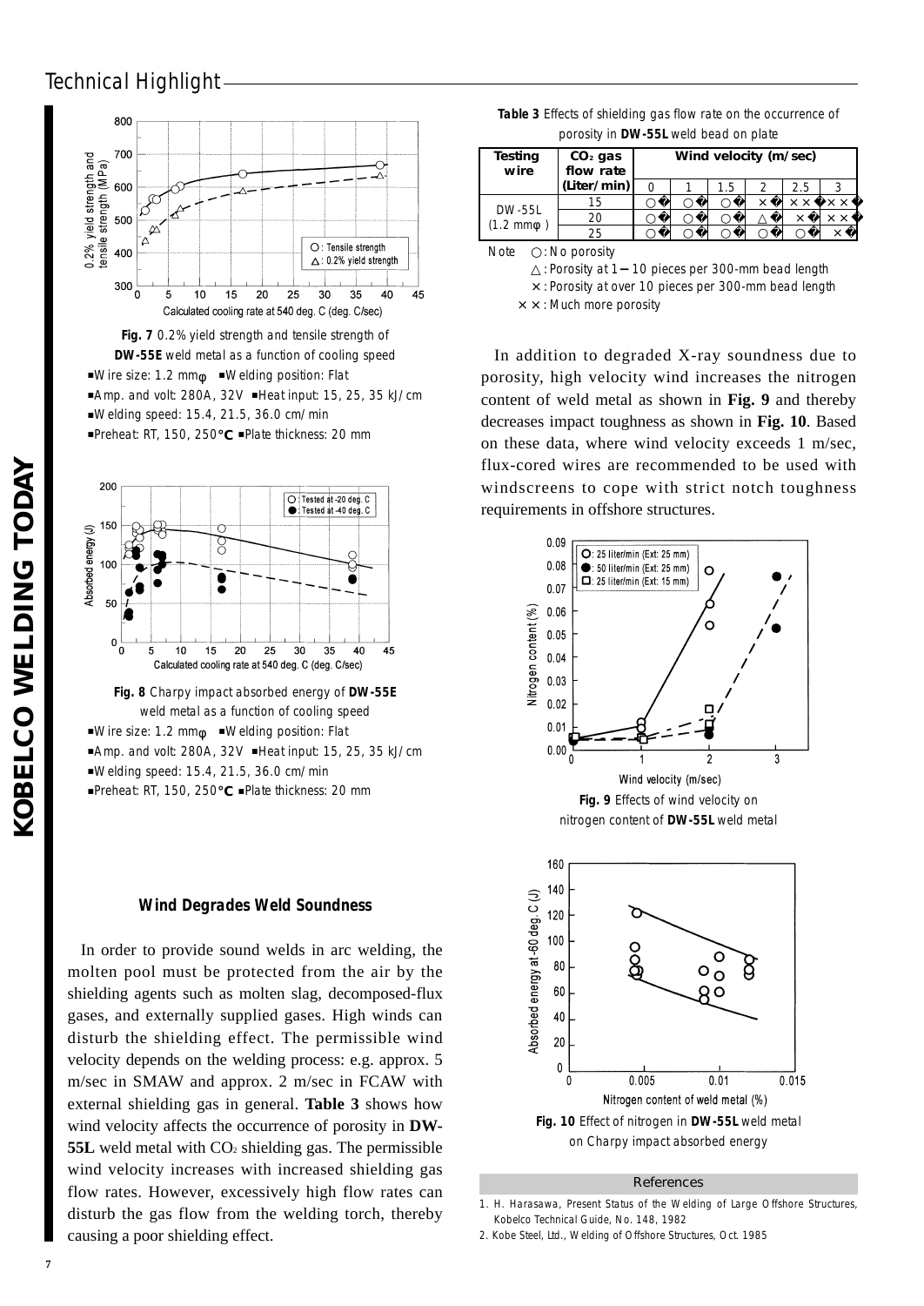**Fig. 7** 0.2% yield strength and tensile strength of **DW-55E** weld metal as a function of cooling speed

- Wire size: 1.2 mmφ
- Welding position: Flat
- Amp. and volt: 280A, 32V
- Heat input: 15, 25, 35 kJ/cm
- Welding speed: 15.4, 21.5, 36.0 cm/min
- Preheat: RT, 150, 250°C
- Plate thickness: 20 mm

**Fig. 8** Charpy impact absorbed energy of **DW-55E** weld metal as a function of cooling speed

- Wire size: 1.2 mmφ
- Welding position: Flat
- Amp. and volt: 280A, 32V
- Heat input: 15, 25, 35 kJ/cm
- Welding speed: 15.4, 21.5, 36.0 cm/min
- Preheat: RT, 150, 250°C
- Plate thickness: 20 mm

### Wind Degrades Weld Soundness

In order to provide sound welds in arc welding, the molten pool must be protected from the air by the shielding agents such as molten slag, decomposed-flux gases, and externally supplied gases. High winds can disturb the shielding effect. The permissible wind velocity depends on the welding process: e.g. approx. 5 m/sec in SMAW and approx. 2 m/sec in FCAW with external shielding gas in general. **Table 3** shows how wind velocity affects the occurrence of porosity in **DW-55L** weld metal with $CO_2$ shielding gas. The permissible wind velocity increases with increased shielding gas flow rates. However, excessively high flow rates can disturb the gas flow from the welding torch, thereby causing a poor shielding effect.

**Table 3** Effects of shielding gas flow rate on the occurrence of porosity in **DW-55L** weld bead on plate

| Testing wire | $CO_2$ gas flow rate (Liter/min) | Wind velocity (m/sec) | | | | | |
|---|---|---|---|---|---|---|---|
| | | 0 | 1 | 1.5 | 2 | 2.5 | 3 |
| DW-55L (1.2 mmφ) | 15 | ○ | ○ | ○ | × | ×× | ×× |
| | 20 | ○ | ○ | ○ | △ | × | ×× |
| | 25 | ○ | ○ | ○ | ○ | ○ | × |

Note ○: No porosity
△: Porosity at 1−10 pieces per 300-mm bead length
×: Porosity at over 10 pieces per 300-mm bead length
××: Much more porosity

In addition to degraded X-ray soundness due to porosity, high velocity wind increases the nitrogen content of weld metal as shown in **Fig. 9** and thereby decreases impact toughness as shown in **Fig. 10**. Based on these data, where wind velocity exceeds 1 m/sec, flux-cored wires are recommended to be used with windscreens to cope with strict notch toughness requirements in offshore structures.

**Fig. 9** Effects of wind velocity on nitrogen content of **DW-55L** weld metal

**Fig. 10** Effect of nitrogen in **DW-55L** weld metal on Charpy impact absorbed energy

#### References

1. H. Harasawa, Present Status of the Welding of Large Offshore Structures, Kobelco Technical Guide, No. 148, 1982
2. Kobe Steel, Ltd., Welding of Offshore Structures, Oct. 1985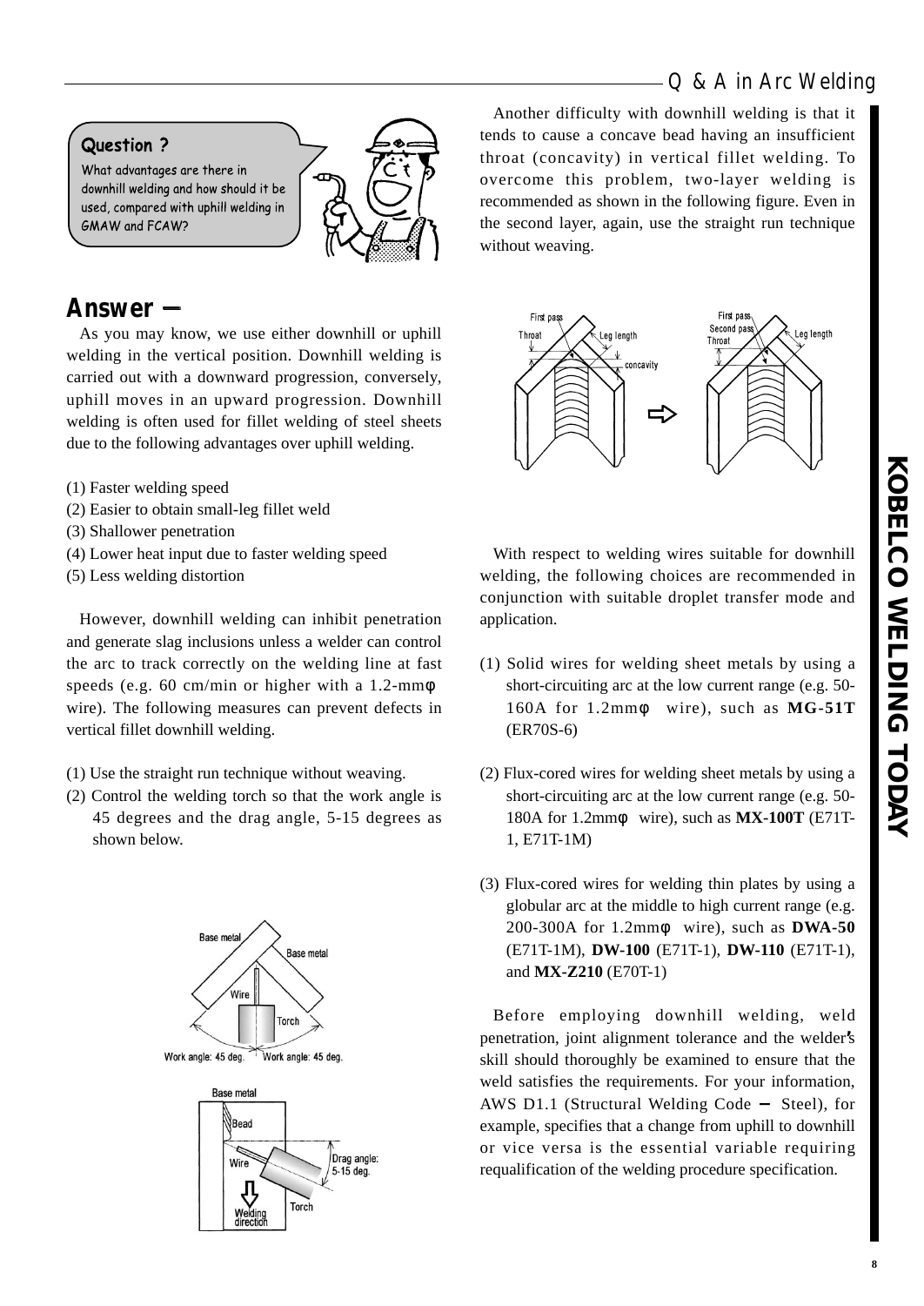**Question ?**

What advantages are there in downhill welding and how should it be used, compared with uphill welding in GMAW and FCAW?

## Answer —

As you may know, we use either downhill or uphill welding in the vertical position. Downhill welding is carried out with a downward progression, conversely, uphill moves in an upward progression. Downhill welding is often used for fillet welding of steel sheets due to the following advantages over uphill welding.

(1) Faster welding speed
(2) Easier to obtain small-leg fillet weld
(3) Shallower penetration
(4) Lower heat input due to faster welding speed
(5) Less welding distortion

However, downhill welding can inhibit penetration and generate slag inclusions unless a welder can control the arc to track correctly on the welding line at fast speeds (e.g. 60 cm/min or higher with a 1.2-mmφ wire). The following measures can prevent defects in vertical fillet downhill welding.

(1) Use the straight run technique without weaving.
(2) Control the welding torch so that the work angle is 45 degrees and the drag angle, 5-15 degrees as shown below.

Another difficulty with downhill welding is that it tends to cause a concave bead having an insufficient throat (concavity) in vertical fillet welding. To overcome this problem, two-layer welding is recommended as shown in the following figure. Even in the second layer, again, use the straight run technique without weaving.

With respect to welding wires suitable for downhill welding, the following choices are recommended in conjunction with suitable droplet transfer mode and application.

(1) Solid wires for welding sheet metals by using a short-circuiting arc at the low current range (e.g. 50-160A for 1.2mmφ wire), such as **MG-51T** (ER70S-6)

(2) Flux-cored wires for welding sheet metals by using a short-circuiting arc at the low current range (e.g. 50-180A for 1.2mmφ wire), such as **MX-100T** (E71T-1, E71T-1M)

(3) Flux-cored wires for welding thin plates by using a globular arc at the middle to high current range (e.g. 200-300A for 1.2mmφ wire), such as **DWA-50** (E71T-1M), **DW-100** (E71T-1), **DW-110** (E71T-1), and **MX-Z210** (E70T-1)

Before employing downhill welding, weld penetration, joint alignment tolerance and the welder's skill should thoroughly be examined to ensure that the weld satisfies the requirements. For your information, AWS D1.1 (Structural Welding Code — Steel), for example, specifies that a change from uphill to downhill or vice versa is the essential variable requiring requalification of the welding procedure specification.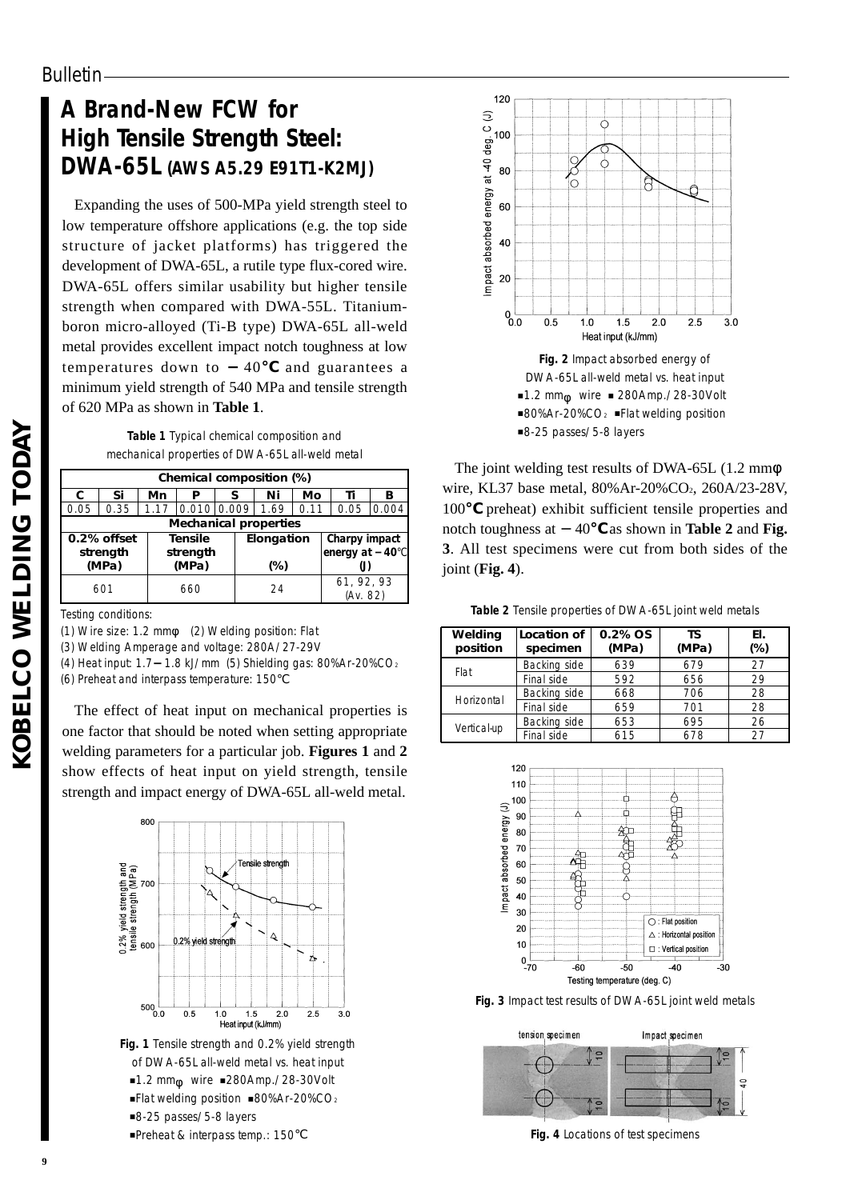Bulletin

# A Brand-New FCW for High Tensile Strength Steel: DWA-65L (AWS A5.29 E91T1-K2MJ)

Expanding the uses of 500-MPa yield strength steel to low temperature offshore applications (e.g. the top side structure of jacket platforms) has triggered the development of DWA-65L, a rutile type flux-cored wire. DWA-65L offers similar usability but higher tensile strength when compared with DWA-55L. Titanium-boron micro-alloyed (Ti-B type) DWA-65L all-weld metal provides excellent impact notch toughness at low temperatures down to −40°C and guarantees a minimum yield strength of 540 MPa and tensile strength of 620 MPa as shown in **Table 1**.

**Table 1** Typical chemical composition and mechanical properties of DWA-65L all-weld metal

| Chemical composition (%) | | | | | | | | |
|---|---|---|---|---|---|---|---|---|
| C | Si | Mn | P | S | Ni | Mo | Ti | B |
| 0.05 | 0.35 | 1.17 | 0.010 | 0.009 | 1.69 | 0.11 | 0.05 | 0.004 |

| Mechanical properties | | | |
|---|---|---|---|
| 0.2% offset strength (MPa) | Tensile strength (MPa) | Elongation (%) | Charpy impact energy at −40°C (J) |
| 601 | 660 | 24 | 61, 92, 93 (Av. 82) |

Testing conditions:
(1) Wire size: 1.2 mmφ (2) Welding position: Flat
(3) Welding Amperage and voltage: 280A/27-29V
(4) Heat input: 1.7−1.8 kJ/mm (5) Shielding gas: 80%Ar-20%$CO_2$
(6) Preheat and interpass temperature: 150°C

The effect of heat input on mechanical properties is one factor that should be noted when setting appropriate welding parameters for a particular job. **Figures 1** and **2** show effects of heat input on yield strength, tensile strength and impact energy of DWA-65L all-weld metal.

**Fig. 1** Tensile strength and 0.2% yield strength of DWA-65L all-weld metal vs. heat input
■1.2 mmφ wire ■280Amp./28-30Volt
■Flat welding position ■80%Ar-20%$CO_2$
■8-25 passes/5-8 layers
■Preheat & interpass temp.: 150°C

**Fig. 2** Impact absorbed energy of DWA-65L all-weld metal vs. heat input
■1.2 mmφ wire ■280Amp./28-30Volt
■80%Ar-20%$CO_2$ ■Flat welding position
■8-25 passes/5-8 layers

The joint welding test results of DWA-65L (1.2 mmφ wire, KL37 base metal, 80%Ar-20%$CO_2$, 260A/23-28V, 100°C preheat) exhibit sufficient tensile properties and notch toughness at −40°C as shown in **Table 2** and **Fig. 3**. All test specimens were cut from both sides of the joint (**Fig. 4**).

**Table 2** Tensile properties of DWA-65L joint weld metals

| Welding position | Location of specimen | 0.2% OS (MPa) | TS (MPa) | El. (%) |
|---|---|---|---|---|
| Flat | Backing side | 639 | 679 | 27 |
| | Final side | 592 | 656 | 29 |
| Horizontal | Backing side | 668 | 706 | 28 |
| | Final side | 659 | 701 | 28 |
| Vertical-up | Backing side | 653 | 695 | 26 |
| | Final side | 615 | 678 | 27 |

**Fig. 3** Impact test results of DWA-65L joint weld metals

**Fig. 4** Locations of test specimens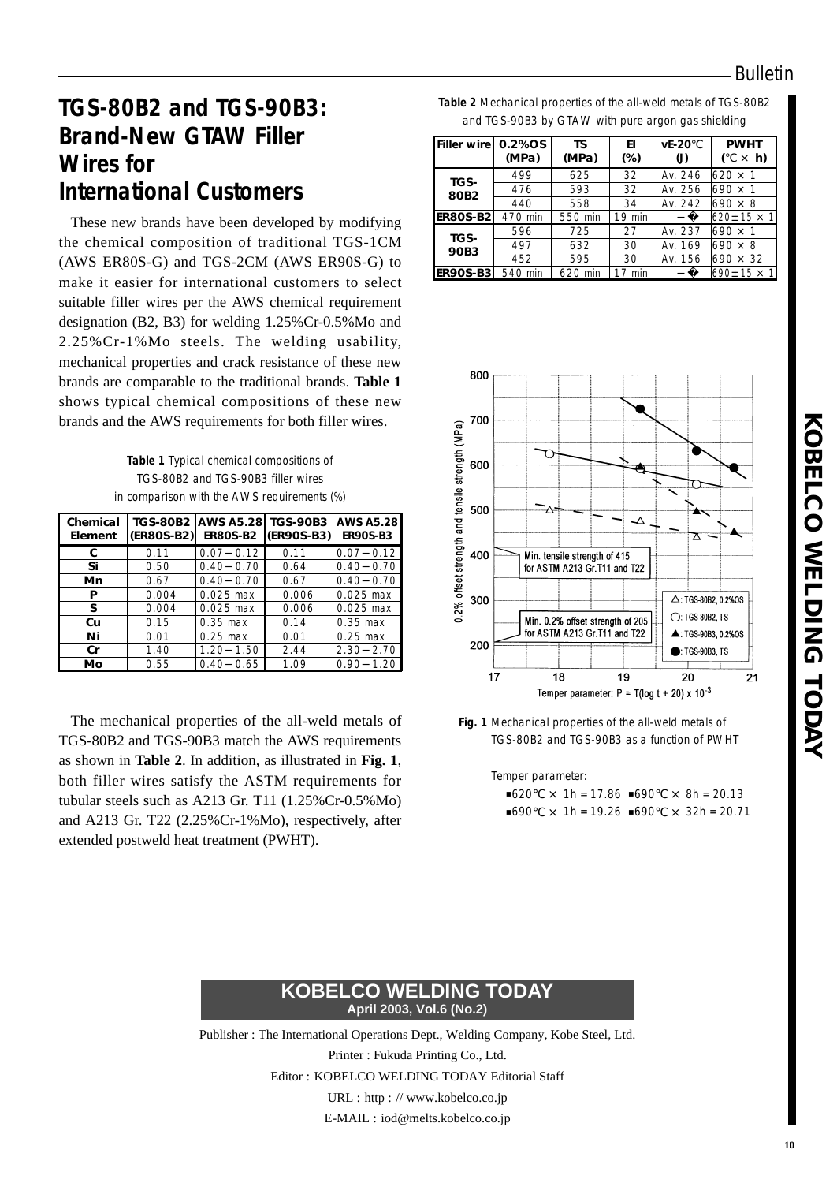# TGS-80B2 and TGS-90B3: Brand-New GTAW Filler Wires for International Customers

These new brands have been developed by modifying the chemical composition of traditional TGS-1CM (AWS ER80S-G) and TGS-2CM (AWS ER90S-G) to make it easier for international customers to select suitable filler wires per the AWS chemical requirement designation (B2, B3) for welding 1.25%Cr-0.5%Mo and 2.25%Cr-1%Mo steels. The welding usability, mechanical properties and crack resistance of these new brands are comparable to the traditional brands. **Table 1** shows typical chemical compositions of these new brands and the AWS requirements for both filler wires.

**Table 1** Typical chemical compositions of TGS-80B2 and TGS-90B3 filler wires in comparison with the AWS requirements (%)

| Chemical Element | TGS-80B2 (ER80S-B2) | AWS A5.28 ER80S-B2 | TGS-90B3 (ER90S-B3) | AWS A5.28 ER90S-B3 |
|---|---|---|---|---|
| C | 0.11 | 0.07−0.12 | 0.11 | 0.07−0.12 |
| Si | 0.50 | 0.40−0.70 | 0.64 | 0.40−0.70 |
| Mn | 0.67 | 0.40−0.70 | 0.67 | 0.40−0.70 |
| P | 0.004 | 0.025 max | 0.006 | 0.025 max |
| S | 0.004 | 0.025 max | 0.006 | 0.025 max |
| Cu | 0.15 | 0.35 max | 0.14 | 0.35 max |
| Ni | 0.01 | 0.25 max | 0.01 | 0.25 max |
| Cr | 1.40 | 1.20−1.50 | 2.44 | 2.30−2.70 |
| Mo | 0.55 | 0.40−0.65 | 1.09 | 0.90−1.20 |

The mechanical properties of the all-weld metals of TGS-80B2 and TGS-90B3 match the AWS requirements as shown in **Table 2**. In addition, as illustrated in **Fig. 1**, both filler wires satisfy the ASTM requirements for tubular steels such as A213 Gr. T11 (1.25%Cr-0.5%Mo) and A213 Gr. T22 (2.25%Cr-1%Mo), respectively, after extended postweld heat treatment (PWHT).

**Table 2** Mechanical properties of the all-weld metals of TGS-80B2 and TGS-90B3 by GTAW with pure argon gas shielding

| Filler wire | 0.2%OS (MPa) | TS (MPa) | El (%) | vE-20℃ (J) | PWHT (℃ × h) |
|---|---|---|---|---|---|
| TGS-80B2 | 499 | 625 | 32 | Av. 246 | 620 × 1 |
| | 476 | 593 | 32 | Av. 256 | 690 × 1 |
| | 440 | 558 | 34 | Av. 242 | 690 × 8 |
| ER80S-B2 | 470 min | 550 min | 19 min | − | 620±15 × 1 |
| TGS-90B3 | 596 | 725 | 27 | Av. 237 | 690 × 1 |
| | 497 | 632 | 30 | Av. 169 | 690 × 8 |
| | 452 | 595 | 30 | Av. 156 | 690 × 32 |
| ER90S-B3 | 540 min | 620 min | 17 min | − | 690±15 × 1 |

0.2% offset strength and tensile strength (MPa)

800, 700, 600, 500, 400, 300, 200

Min. tensile strength of 415 for ASTM A213 Gr.T11 and T22

Min. 0.2% offset strength of 205 for ASTM A213 Gr.T11 and T22

△: TGS-80B2, 0.2%OS
○: TGS-80B2, TS
▲: TGS-90B3, 0.2%OS
●: TGS-90B3, TS

17, 18, 19, 20, 21

Temper parameter: P = T(log t + 20) x $10^{-3}$

**Fig. 1** Mechanical properties of the all-weld metals of TGS-80B2 and TGS-90B3 as a function of PWHT

Temper parameter:
- 620℃ × 1h = 17.86
- 690℃ × 8h = 20.13
- 690℃ × 1h = 19.26
- 690℃ × 32h = 20.71

**KOBELCO WELDING TODAY**
**April 2003, Vol.6 (No.2)**

Publisher : The International Operations Dept., Welding Company, Kobe Steel, Ltd.
Printer : Fukuda Printing Co., Ltd.
Editor : KOBELCO WELDING TODAY Editorial Staff
URL : http : // www.kobelco.co.jp
E-MAIL : iod@melts.kobelco.co.jp